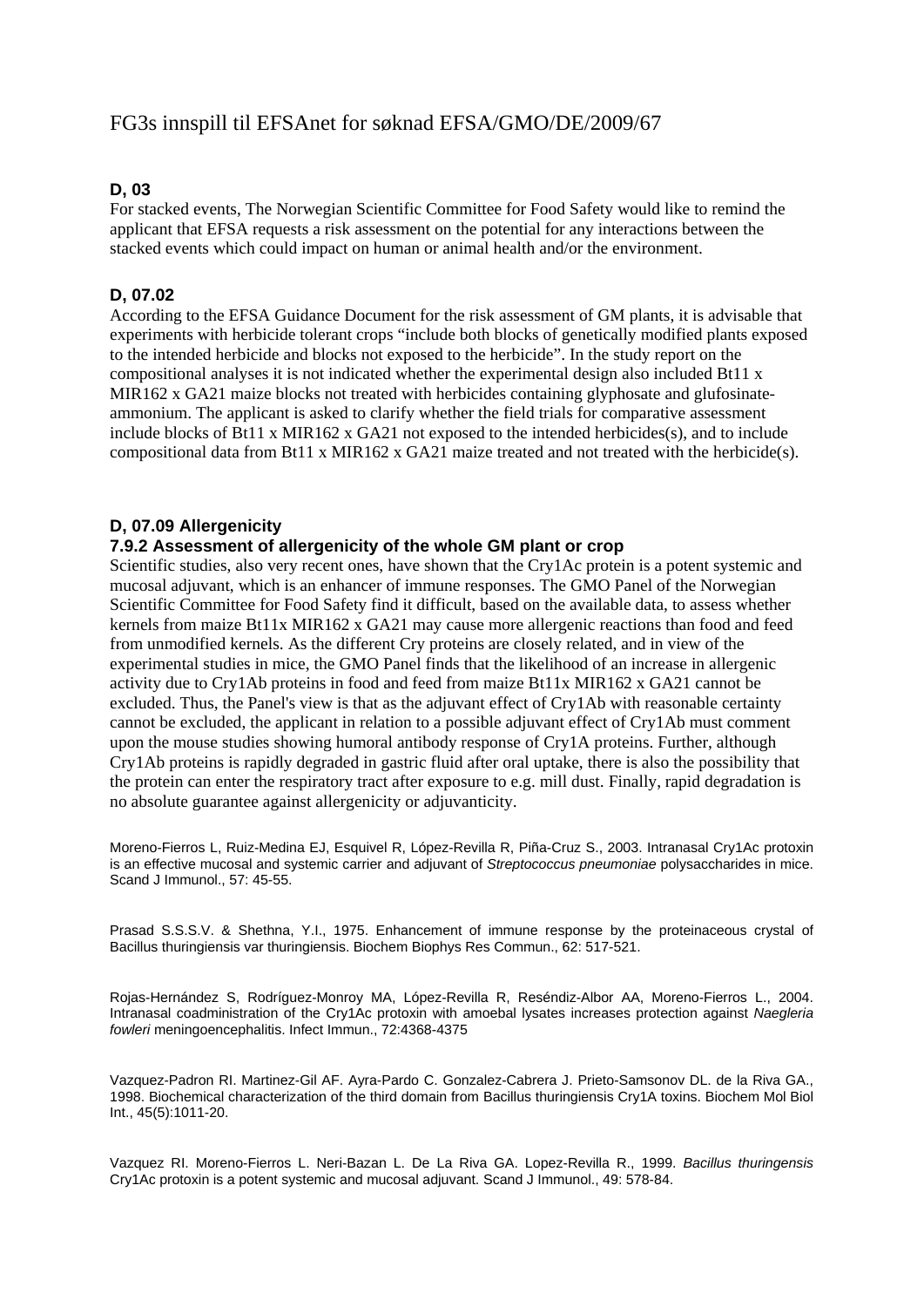# FG3s innspill til EFSAnet for søknad EFSA/GMO/DE/2009/67

**D, 03**

For stacked events, The Norwegian Scientific Committee for Food Safety would like to remind the applicant that EFSA requests a risk assessment on the potential for any interactions between the stacked events which could impact on human or animal health and/or the environment.

**D, 07.02**

According to the EFSA Guidance Document for the risk assessment of GM plants, it is advisable that experiments with herbicide tolerant crops "include both blocks of genetically modified plants exposed to the intended herbicide and blocks not exposed to the herbicide". In the study report on the compositional analyses it is not indicated whether the experimental design also included Bt11 x MIR162 x GA21 maize blocks not treated with herbicides containing glyphosate and glufosinate-ammonium. The applicant is asked to clarify whether the field trials for comparative assessment include blocks of Bt11 x MIR162 x GA21 not exposed to the intended herbicides(s), and to include compositional data from Bt11 x MIR162 x GA21 maize treated and not treated with the herbicide(s).

**D, 07.09 Allergenicity**

**7.9.2 Assessment of allergenicity of the whole GM plant or crop**

Scientific studies, also very recent ones, have shown that the Cry1Ac protein is a potent systemic and mucosal adjuvant, which is an enhancer of immune responses. The GMO Panel of the Norwegian Scientific Committee for Food Safety find it difficult, based on the available data, to assess whether kernels from maize Bt11x MIR162 x GA21 may cause more allergenic reactions than food and feed from unmodified kernels. As the different Cry proteins are closely related, and in view of the experimental studies in mice, the GMO Panel finds that the likelihood of an increase in allergenic activity due to Cry1Ab proteins in food and feed from maize Bt11x MIR162 x GA21 cannot be excluded. Thus, the Panel's view is that as the adjuvant effect of Cry1Ab with reasonable certainty cannot be excluded, the applicant in relation to a possible adjuvant effect of Cry1Ab must comment upon the mouse studies showing humoral antibody response of Cry1A proteins. Further, although Cry1Ab proteins is rapidly degraded in gastric fluid after oral uptake, there is also the possibility that the protein can enter the respiratory tract after exposure to e.g. mill dust. Finally, rapid degradation is no absolute guarantee against allergenicity or adjuvanticity.

Moreno-Fierros L, Ruiz-Medina EJ, Esquivel R, López-Revilla R, Piña-Cruz S., 2003. Intranasal Cry1Ac protoxin is an effective mucosal and systemic carrier and adjuvant of *Streptococcus pneumoniae* polysaccharides in mice. Scand J Immunol., 57: 45-55.

Prasad S.S.S.V. & Shethna, Y.I., 1975. Enhancement of immune response by the proteinaceous crystal of Bacillus thuringiensis var thuringiensis. Biochem Biophys Res Commun., 62: 517-521.

Rojas-Hernández S, Rodríguez-Monroy MA, López-Revilla R, Reséndiz-Albor AA, Moreno-Fierros L., 2004. Intranasal coadministration of the Cry1Ac protoxin with amoebal lysates increases protection against *Naegleria fowleri* meningoencephalitis. Infect Immun., 72:4368-4375

Vazquez-Padron RI. Martinez-Gil AF. Ayra-Pardo C. Gonzalez-Cabrera J. Prieto-Samsonov DL. de la Riva GA., 1998. Biochemical characterization of the third domain from Bacillus thuringiensis Cry1A toxins. Biochem Mol Biol Int., 45(5):1011-20.

Vazquez RI. Moreno-Fierros L. Neri-Bazan L. De La Riva GA. Lopez-Revilla R., 1999. *Bacillus thuringensis* Cry1Ac protoxin is a potent systemic and mucosal adjuvant. Scand J Immunol., 49: 578-84.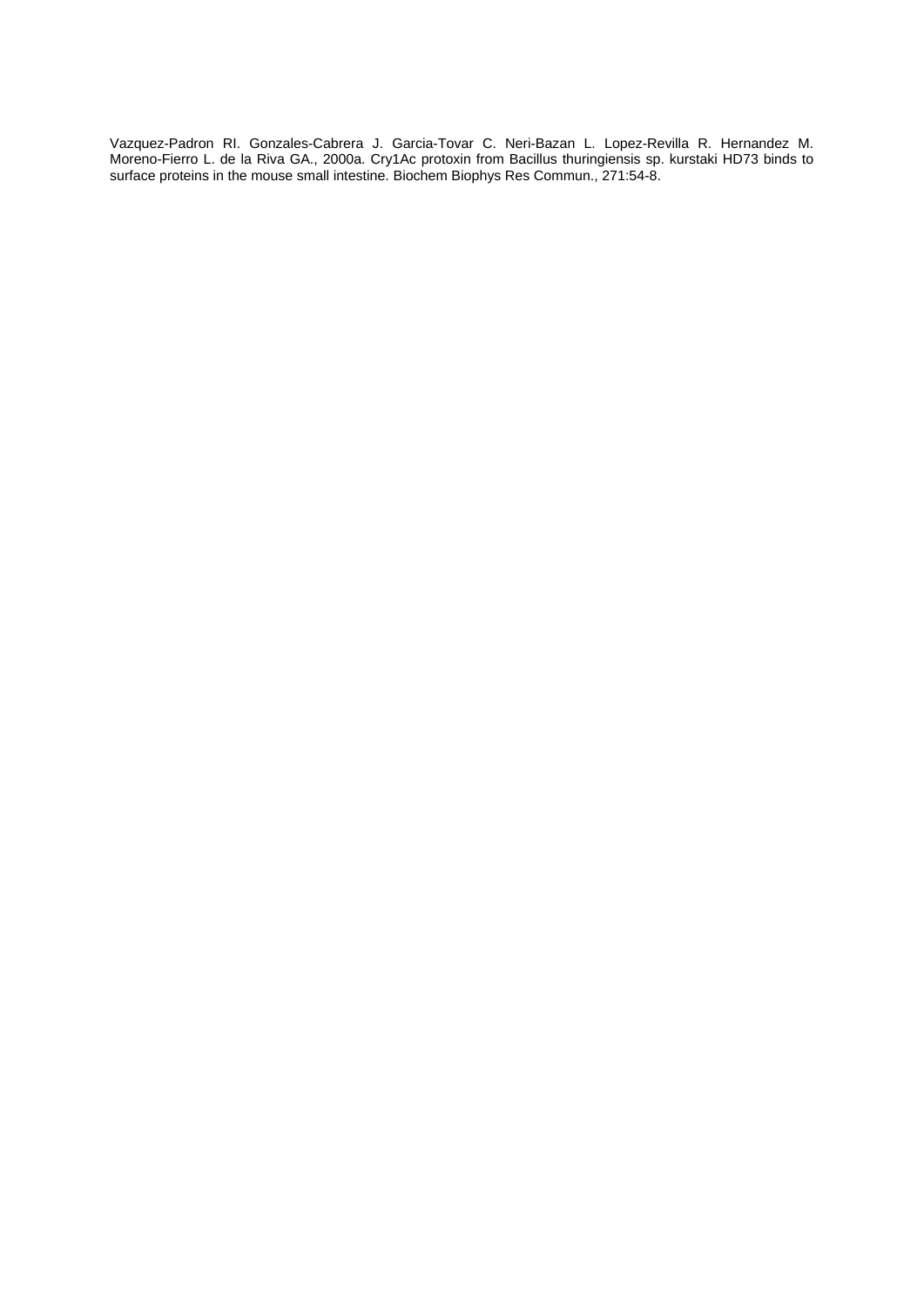Vazquez-Padron RI. Gonzales-Cabrera J. Garcia-Tovar C. Neri-Bazan L. Lopez-Revilla R. Hernandez M. Moreno-Fierro L. de la Riva GA., 2000a. Cry1Ac protoxin from Bacillus thuringiensis sp. kurstaki HD73 binds to surface proteins in the mouse small intestine. Biochem Biophys Res Commun., 271:54-8.